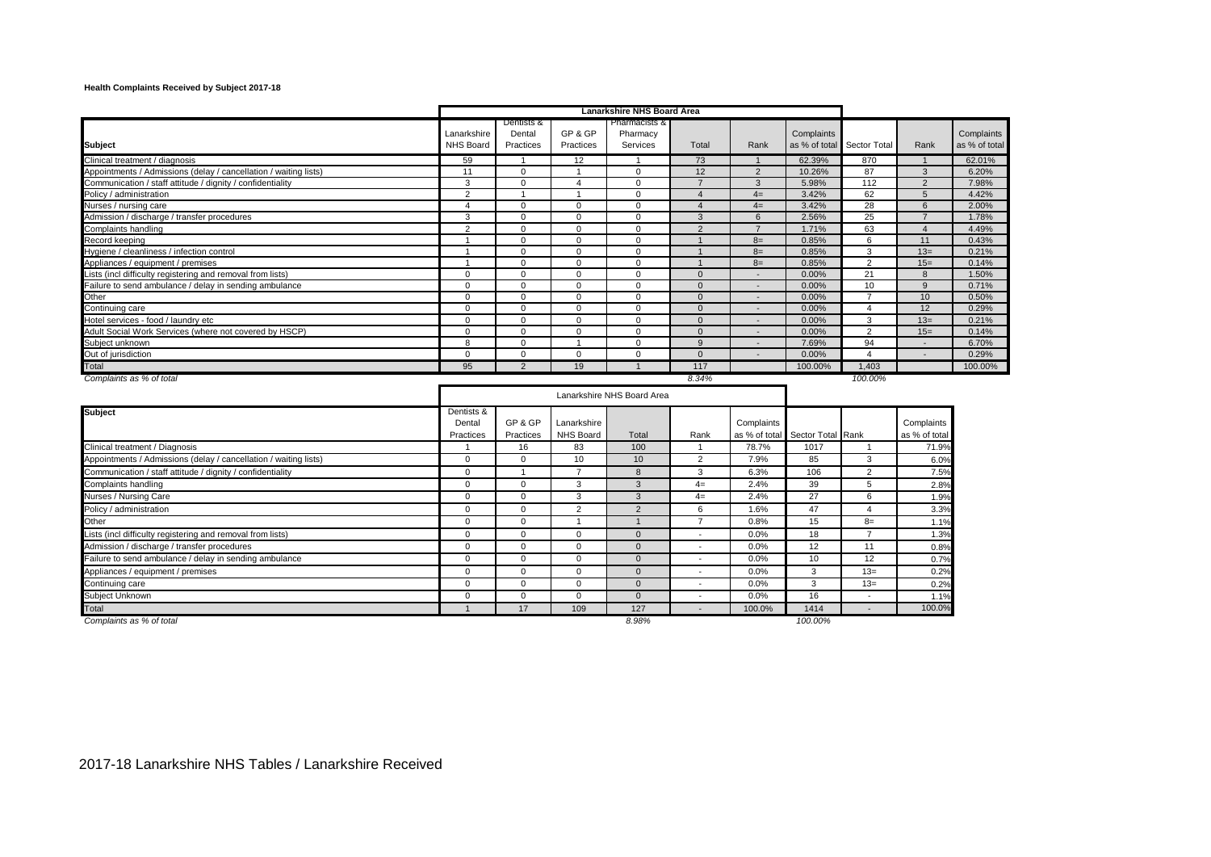**Health Complaints Received by Subject 2017-18**

| Subject | Lanarkshire NHS Board Area | | | | | | | | | |
|---|---|---|---|---|---|---|---|---|---|---|
| | Lanarkshire NHS Board | Dentists & Dental Practices | GP & GP Practices | Pharmacists & Pharmacy Services | Total | Rank | Complaints as % of total | Sector Total | Rank | Complaints as % of total |
| Clinical treatment / diagnosis | 59 | 1 | 12 | 1 | 73 | 1 | 62.39% | 870 | 1 | 62.01% |
| Appointments / Admissions (delay / cancellation / waiting lists) | 11 | 0 | 1 | 0 | 12 | 2 | 10.26% | 87 | 3 | 6.20% |
| Communication / staff attitude / dignity / confidentiality | 3 | 0 | 4 | 0 | 7 | 3 | 5.98% | 112 | 2 | 7.98% |
| Policy / administration | 2 | 1 | 1 | 0 | 4 | 4= | 3.42% | 62 | 5 | 4.42% |
| Nurses / nursing care | 4 | 0 | 0 | 0 | 4 | 4= | 3.42% | 28 | 6 | 2.00% |
| Admission / discharge / transfer procedures | 3 | 0 | 0 | 0 | 3 | 6 | 2.56% | 25 | 7 | 1.78% |
| Complaints handling | 2 | 0 | 0 | 0 | 2 | 7 | 1.71% | 63 | 4 | 4.49% |
| Record keeping | 1 | 0 | 0 | 0 | 1 | 8= | 0.85% | 6 | 11 | 0.43% |
| Hygiene / cleanliness / infection control | 1 | 0 | 0 | 0 | 1 | 8= | 0.85% | 3 | 13= | 0.21% |
| Appliances / equipment / premises | 1 | 0 | 0 | 0 | 1 | 8= | 0.85% | 2 | 15= | 0.14% |
| Lists (incl difficulty registering and removal from lists) | 0 | 0 | 0 | 0 | 0 | - | 0.00% | 21 | 8 | 1.50% |
| Failure to send ambulance / delay in sending ambulance | 0 | 0 | 0 | 0 | 0 | - | 0.00% | 10 | 9 | 0.71% |
| Other | 0 | 0 | 0 | 0 | 0 | - | 0.00% | 7 | 10 | 0.50% |
| Continuing care | 0 | 0 | 0 | 0 | 0 | - | 0.00% | 4 | 12 | 0.29% |
| Hotel services - food / laundry etc | 0 | 0 | 0 | 0 | 0 | - | 0.00% | 3 | 13= | 0.21% |
| Adult Social Work Services (where not covered by HSCP) | 0 | 0 | 0 | 0 | 0 | - | 0.00% | 2 | 15= | 0.14% |
| Subject unknown | 8 | 0 | 1 | 0 | 9 | - | 7.69% | 94 | - | 6.70% |
| Out of jurisdiction | 0 | 0 | 0 | 0 | 0 | - | 0.00% | 4 | - | 0.29% |
| Total | 95 | 2 | 19 | 1 | 117 | | 100.00% | 1,403 | | 100.00% |
| *Complaints as % of total* | | | | | *8.34%* | | | *100.00%* | | |

| Subject | Lanarkshire NHS Board Area | | | | | | | | |
|---|---|---|---|---|---|---|---|---|---|
| | Dentists & Dental Practices | GP & GP Practices | Lanarkshire NHS Board | Total | Rank | Complaints as % of total | Sector Total | Rank | Complaints as % of total |
| Clinical treatment / Diagnosis | 1 | 16 | 83 | 100 | 1 | 78.7% | 1017 | 1 | 71.9% |
| Appointments / Admissions (delay / cancellation / waiting lists) | 0 | 0 | 10 | 10 | 2 | 7.9% | 85 | 3 | 6.0% |
| Communication / staff attitude / dignity / confidentiality | 0 | 1 | 7 | 8 | 3 | 6.3% | 106 | 2 | 7.5% |
| Complaints handling | 0 | 0 | 3 | 3 | 4= | 2.4% | 39 | 5 | 2.8% |
| Nurses / Nursing Care | 0 | 0 | 3 | 3 | 4= | 2.4% | 27 | 6 | 1.9% |
| Policy / administration | 0 | 0 | 2 | 2 | 6 | 1.6% | 47 | 4 | 3.3% |
| Other | 0 | 0 | 1 | 1 | 7 | 0.8% | 15 | 8= | 1.1% |
| Lists (incl difficulty registering and removal from lists) | 0 | 0 | 0 | 0 | - | 0.0% | 18 | 7 | 1.3% |
| Admission / discharge / transfer procedures | 0 | 0 | 0 | 0 | - | 0.0% | 12 | 11 | 0.8% |
| Failure to send ambulance / delay in sending ambulance | 0 | 0 | 0 | 0 | - | 0.0% | 10 | 12 | 0.7% |
| Appliances / equipment / premises | 0 | 0 | 0 | 0 | - | 0.0% | 3 | 13= | 0.2% |
| Continuing care | 0 | 0 | 0 | 0 | - | 0.0% | 3 | 13= | 0.2% |
| Subject Unknown | 0 | 0 | 0 | 0 | - | 0.0% | 16 | - | 1.1% |
| Total | 1 | 17 | 109 | 127 | - | 100.0% | 1414 | - | 100.0% |
| *Complaints as % of total* | | | | *8.98%* | | | *100.00%* | | |

2017-18 Lanarkshire NHS Tables / Lanarkshire Received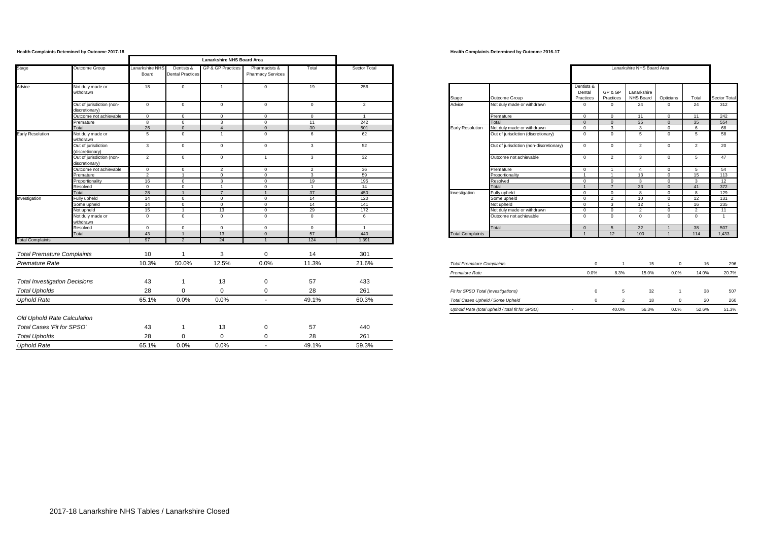**Health Complaints Detemined by Outcome 2017-18**

| Stage | Outcome Group | Lanarkshire NHS Board Area | | | | | |
|---|---|---|---|---|---|---|---|
| | | Lanarkshire NHS Board | Dentists & Dental Practices | GP & GP Practices | Pharmacists & Pharmacy Services | Total | Sector Total |
| Advice | Not duly made or withdrawn | 18 | 0 | 1 | 0 | 19 | 256 |
| | Out of jurisdiction (non-discretionary) | 0 | 0 | 0 | 0 | 0 | 2 |
| | Outcome not achievable | 0 | 0 | 0 | 0 | 0 | 1 |
| | Premature | 8 | 0 | 3 | 0 | 11 | 242 |
| | Total | 26 | 0 | 4 | 0 | 30 | 501 |
| Early Resolution | Not duly made or withdrawn | 5 | 0 | 1 | 0 | 6 | 62 |
| | Out of jurisdiction (discretionary) | 3 | 0 | 0 | 0 | 3 | 52 |
| | Out of jurisdiction (non-discretionary) | 2 | 0 | 0 | 1 | 3 | 32 |
| | Outcome not achievable | 0 | 0 | 2 | 0 | 2 | 36 |
| | Premature | 2 | 1 | 0 | 0 | 3 | 59 |
| | Proportionality | 16 | 0 | 3 | 0 | 19 | 195 |
| | Resolved | 0 | 0 | 1 | 0 | 1 | 14 |
| | Total | 28 | 1 | 7 | 1 | 37 | 450 |
| Investigation | Fully upheld | 14 | 0 | 0 | 0 | 14 | 120 |
| | Some upheld | 14 | 0 | 0 | 0 | 14 | 141 |
| | Not upheld | 15 | 1 | 13 | 0 | 29 | 172 |
| | Not duly made or withdrawn | 0 | 0 | 0 | 0 | 0 | 6 |
| | Resolved | 0 | 0 | 0 | 0 | 0 | 1 |
| | Total | 43 | 1 | 13 | 0 | 57 | 440 |
| Total Complaints | | 97 | 2 | 24 | 1 | 124 | 1,391 |

| | | | | | | |
|---|---|---|---|---|---|---|
| *Total Premature Complaints* | 10 | 1 | 3 | 0 | 14 | 301 |
| *Premature Rate* | 10.3% | 50.0% | 12.5% | 0.0% | 11.3% | 21.6% |
| *Total Investigation Decisions* | 43 | 1 | 13 | 0 | 57 | 433 |
| *Total Upholds* | 28 | 0 | 0 | 0 | 28 | 261 |
| *Uphold Rate* | 65.1% | 0.0% | 0.0% | - | 49.1% | 60.3% |
| *Old Uphold Rate Calculation* | | | | | | |
| *Total Cases 'Fit for SPSO'* | 43 | 1 | 13 | 0 | 57 | 440 |
| *Total Upholds* | 28 | 0 | 0 | 0 | 28 | 261 |
| *Uphold Rate* | 65.1% | 0.0% | 0.0% | - | 49.1% | 59.3% |

**Health Complaints Determined by Outcome 2016-17**

| Stage | Outcome Group | Lanarkshire NHS Board Area | | | | | |
|---|---|---|---|---|---|---|---|
| | | Dentists & Dental Practices | GP & GP Practices | Lanarkshire NHS Board | Opticians | Total | Sector Total |
| Advice | Not duly made or withdrawn | 0 | 0 | 24 | 0 | 24 | 312 |
| | Premature | 0 | 0 | 11 | 0 | 11 | 242 |
| | Total | 0 | 0 | 35 | 0 | 35 | 554 |
| Early Resolution | Not duly made or withdrawn | 0 | 3 | 3 | 0 | 6 | 68 |
| | Out of jurisdiction (discretionary) | 0 | 0 | 5 | 0 | 5 | 58 |
| | Out of jurisdiction (non-discretionary) | 0 | 0 | 2 | 0 | 2 | 20 |
| | Outcome not achievable | 0 | 2 | 3 | 0 | 5 | 47 |
| | Premature | 0 | 1 | 4 | 0 | 5 | 54 |
| | Proportionality | 1 | 1 | 13 | 0 | 15 | 113 |
| | Resolved | 0 | 0 | 3 | 0 | 3 | 12 |
| | Total | 1 | 7 | 33 | 0 | 41 | 372 |
| Investigation | Fully upheld | 0 | 0 | 8 | 0 | 8 | 129 |
| | Some upheld | 0 | 2 | 10 | 0 | 12 | 131 |
| | Not upheld | 0 | 3 | 12 | 1 | 16 | 235 |
| | Not duly made or withdrawn | 0 | 0 | 2 | 0 | 2 | 11 |
| | Outcome not achievable | 0 | 0 | 0 | 0 | 0 | 1 |
| | Total | 0 | 5 | 32 | 1 | 38 | 507 |
| Total Complaints | | 1 | 12 | 100 | 1 | 114 | 1,433 |

| | | | | | | |
|---|---|---|---|---|---|---|
| *Total Premature Complaints* | 0 | 1 | 15 | 0 | 16 | 296 |
| *Premature Rate* | 0.0% | 8.3% | 15.0% | 0.0% | 14.0% | 20.7% |
| *Fit for SPSO Total (Investigations)* | 0 | 5 | 32 | 1 | 38 | 507 |
| *Total Cases Upheld / Some Upheld* | 0 | 2 | 18 | 0 | 20 | 260 |
| *Uphold Rate (total upheld / total fit for SPSO)* | - | 40.0% | 56.3% | 0.0% | 52.6% | 51.3% |

2017-18 Lanarkshire NHS Tables / Lanarkshire Closed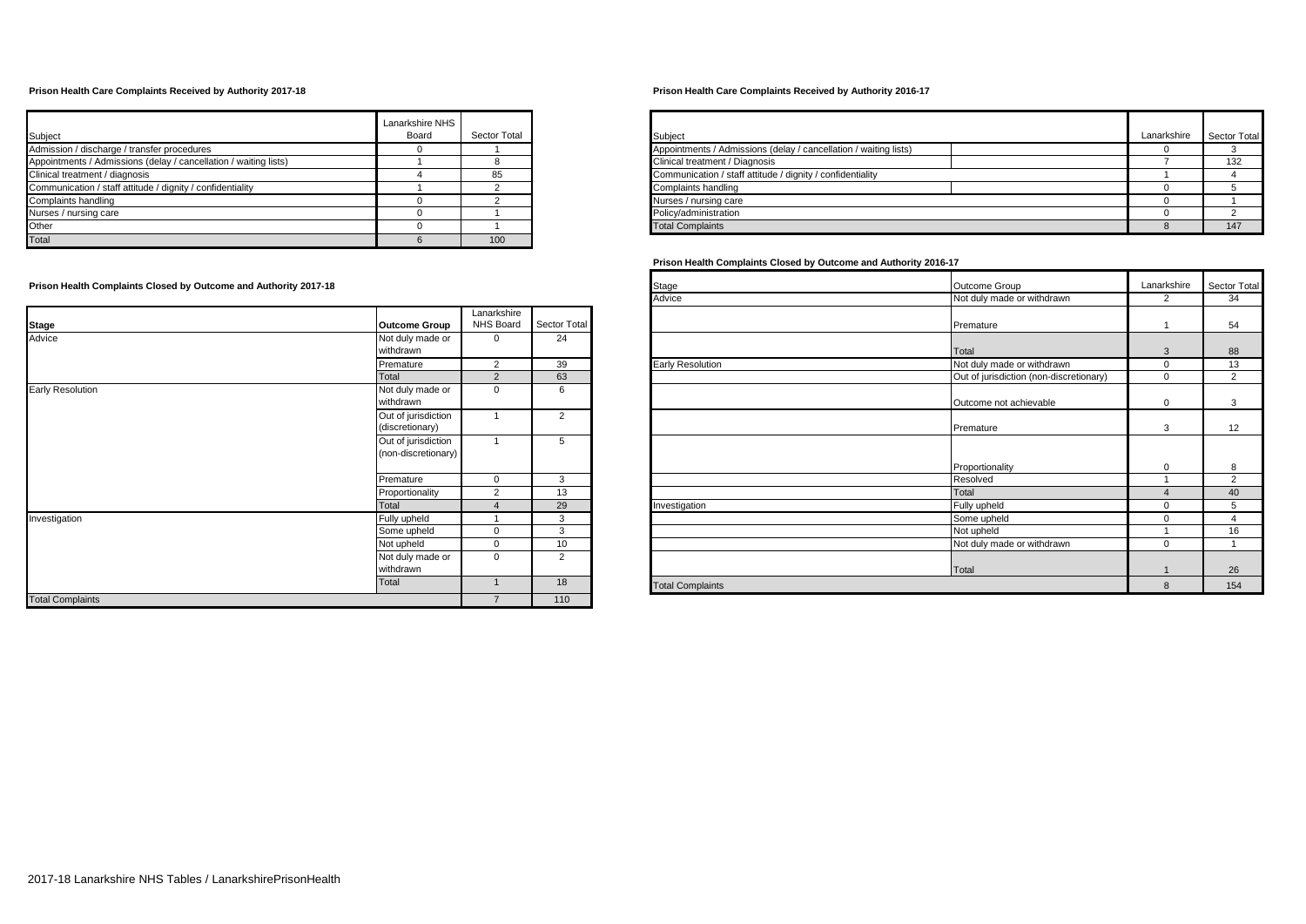**Prison Health Care Complaints Received by Authority 2017-18**

| Subject | Lanarkshire NHS Board | Sector Total |
|---|---|---|
| Admission / discharge / transfer procedures | 0 | 1 |
| Appointments / Admissions (delay / cancellation / waiting lists) | 1 | 8 |
| Clinical treatment / diagnosis | 4 | 85 |
| Communication / staff attitude / dignity / confidentiality | 1 | 2 |
| Complaints handling | 0 | 2 |
| Nurses / nursing care | 0 | 1 |
| Other | 0 | 1 |
| Total | 6 | 100 |

**Prison Health Complaints Closed by Outcome and Authority 2017-18**

| Stage | Outcome Group | Lanarkshire NHS Board | Sector Total |
|---|---|---|---|
| Advice | Not duly made or withdrawn | 0 | 24 |
| | Premature | 2 | 39 |
| | Total | 2 | 63 |
| Early Resolution | Not duly made or withdrawn | 0 | 6 |
| | Out of jurisdiction (discretionary) | 1 | 2 |
| | Out of jurisdiction (non-discretionary) | 1 | 5 |
| | Premature | 0 | 3 |
| | Proportionality | 2 | 13 |
| | Total | 4 | 29 |
| Investigation | Fully upheld | 1 | 3 |
| | Some upheld | 0 | 3 |
| | Not upheld | 0 | 10 |
| | Not duly made or withdrawn | 0 | 2 |
| | Total | 1 | 18 |
| Total Complaints | | 7 | 110 |

**Prison Health Care Complaints Received by Authority 2016-17**

| Subject | Lanarkshire | Sector Total |
|---|---|---|
| Appointments / Admissions (delay / cancellation / waiting lists) | 0 | 3 |
| Clinical treatment / Diagnosis | 7 | 132 |
| Communication / staff attitude / dignity / confidentiality | 1 | 4 |
| Complaints handling | 0 | 5 |
| Nurses / nursing care | 0 | 1 |
| Policy/administration | 0 | 2 |
| Total Complaints | 8 | 147 |

**Prison Health Complaints Closed by Outcome and Authority 2016-17**

| Stage | Outcome Group | Lanarkshire | Sector Total |
|---|---|---|---|
| Advice | Not duly made or withdrawn | 2 | 34 |
| | Premature | 1 | 54 |
| | Total | 3 | 88 |
| Early Resolution | Not duly made or withdrawn | 0 | 13 |
| | Out of jurisdiction (non-discretionary) | 0 | 2 |
| | Outcome not achievable | 0 | 3 |
| | Premature | 3 | 12 |
| | Proportionality | 0 | 8 |
| | Resolved | 1 | 2 |
| | Total | 4 | 40 |
| Investigation | Fully upheld | 0 | 5 |
| | Some upheld | 0 | 4 |
| | Not upheld | 1 | 16 |
| | Not duly made or withdrawn | 0 | 1 |
| | Total | 1 | 26 |
| Total Complaints | | 8 | 154 |